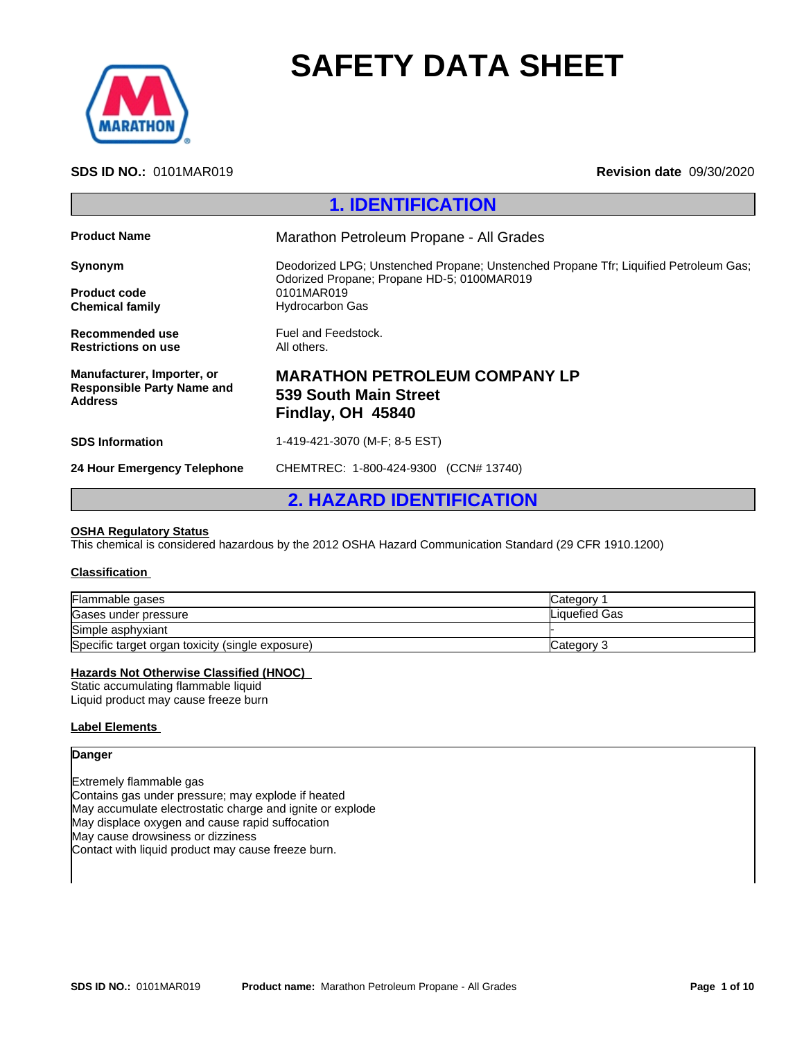# SAFETY DATA SHEET

**SDS ID NO.:** 0101MAR019 **Revision date** 09/30/2020

## 1. IDENTIFICATION

**Product Name** Marathon Petroleum Propane - All Grades

**Synonym** Deodorized LPG; Unstenched Propane; Unstenched Propane Tfr; Liquified Petroleum Gas; Odorized Propane; Propane HD-5; 0100MAR019

**Product code** 0101MAR019

**Chemical family** Hydrocarbon Gas

**Recommended use** Fuel and Feedstock.

**Restrictions on use** All others.

**Manufacturer, Importer, or Responsible Party Name and Address**

**MARATHON PETROLEUM COMPANY LP**
**539 South Main Street**
**Findlay, OH 45840**

**SDS Information** 1-419-421-3070 (M-F; 8-5 EST)

**24 Hour Emergency Telephone** CHEMTREC: 1-800-424-9300 (CCN# 13740)

## 2. HAZARD IDENTIFICATION

**OSHA Regulatory Status**

This chemical is considered hazardous by the 2012 OSHA Hazard Communication Standard (29 CFR 1910.1200)

**Classification**

| | |
|---|---|
| Flammable gases | Category 1 |
| Gases under pressure | Liquefied Gas |
| Simple asphyxiant | - |
| Specific target organ toxicity (single exposure) | Category 3 |

**Hazards Not Otherwise Classified (HNOC)**

Static accumulating flammable liquid
Liquid product may cause freeze burn

**Label Elements**

**Danger**

Extremely flammable gas
Contains gas under pressure; may explode if heated
May accumulate electrostatic charge and ignite or explode
May displace oxygen and cause rapid suffocation
May cause drowsiness or dizziness
Contact with liquid product may cause freeze burn.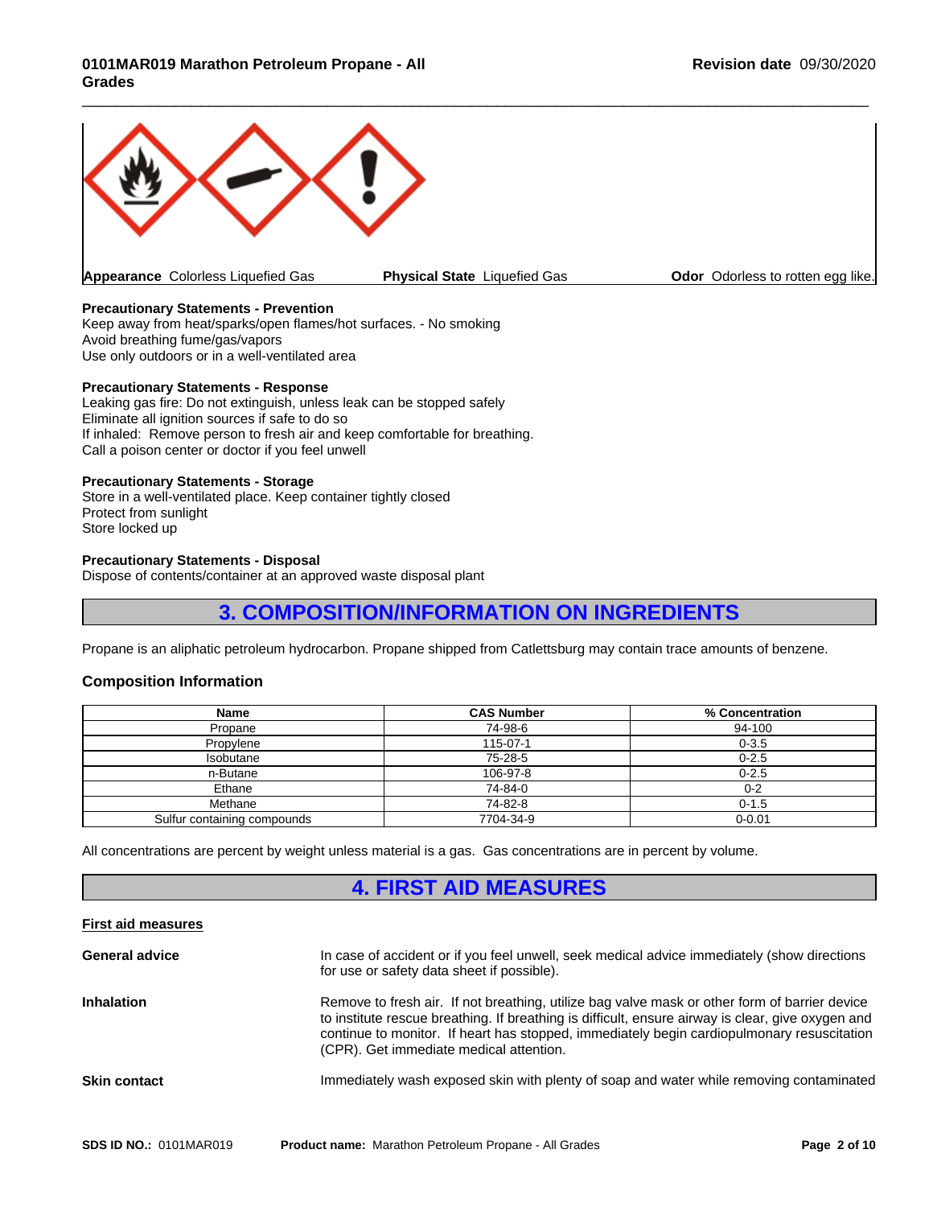**Appearance** Colorless Liquefied Gas **Physical State** Liquefied Gas **Odor** Odorless to rotten egg like.

**Precautionary Statements - Prevention**
Keep away from heat/sparks/open flames/hot surfaces. - No smoking
Avoid breathing fume/gas/vapors
Use only outdoors or in a well-ventilated area

**Precautionary Statements - Response**
Leaking gas fire: Do not extinguish, unless leak can be stopped safely
Eliminate all ignition sources if safe to do so
If inhaled: Remove person to fresh air and keep comfortable for breathing.
Call a poison center or doctor if you feel unwell

**Precautionary Statements - Storage**
Store in a well-ventilated place. Keep container tightly closed
Protect from sunlight
Store locked up

**Precautionary Statements - Disposal**
Dispose of contents/container at an approved waste disposal plant

# 3. COMPOSITION/INFORMATION ON INGREDIENTS

Propane is an aliphatic petroleum hydrocarbon. Propane shipped from Catlettsburg may contain trace amounts of benzene.

### Composition Information

| Name | CAS Number | % Concentration |
|---|---|---|
| Propane | 74-98-6 | 94-100 |
| Propylene | 115-07-1 | 0-3.5 |
| Isobutane | 75-28-5 | 0-2.5 |
| n-Butane | 106-97-8 | 0-2.5 |
| Ethane | 74-84-0 | 0-2 |
| Methane | 74-82-8 | 0-1.5 |
| Sulfur containing compounds | 7704-34-9 | 0-0.01 |

All concentrations are percent by weight unless material is a gas. Gas concentrations are in percent by volume.

# 4. FIRST AID MEASURES

**First aid measures**

**General advice** In case of accident or if you feel unwell, seek medical advice immediately (show directions for use or safety data sheet if possible).

**Inhalation** Remove to fresh air. If not breathing, utilize bag valve mask or other form of barrier device to institute rescue breathing. If breathing is difficult, ensure airway is clear, give oxygen and continue to monitor. If heart has stopped, immediately begin cardiopulmonary resuscitation (CPR). Get immediate medical attention.

**Skin contact** Immediately wash exposed skin with plenty of soap and water while removing contaminated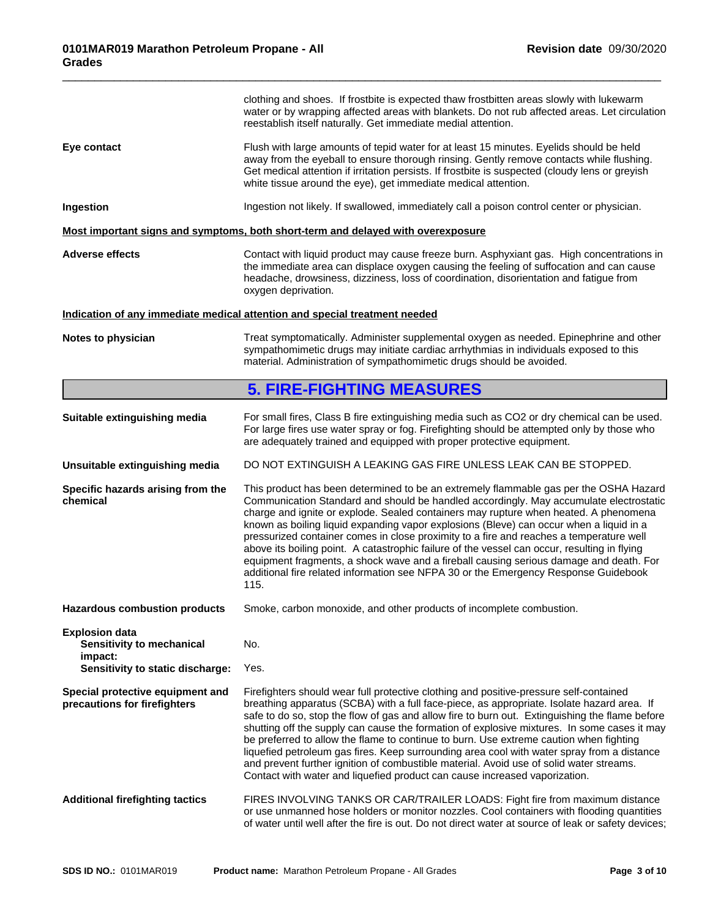clothing and shoes. If frostbite is expected thaw frostbitten areas slowly with lukewarm water or by wrapping affected areas with blankets. Do not rub affected areas. Let circulation reestablish itself naturally. Get immediate medial attention.

**Eye contact** Flush with large amounts of tepid water for at least 15 minutes. Eyelids should be held away from the eyeball to ensure thorough rinsing. Gently remove contacts while flushing. Get medical attention if irritation persists. If frostbite is suspected (cloudy lens or greyish white tissue around the eye), get immediate medical attention.

**Ingestion** Ingestion not likely. If swallowed, immediately call a poison control center or physician.

**Most important signs and symptoms, both short-term and delayed with overexposure**

**Adverse effects** Contact with liquid product may cause freeze burn. Asphyxiant gas. High concentrations in the immediate area can displace oxygen causing the feeling of suffocation and can cause headache, drowsiness, dizziness, loss of coordination, disorientation and fatigue from oxygen deprivation.

**Indication of any immediate medical attention and special treatment needed**

**Notes to physician** Treat symptomatically. Administer supplemental oxygen as needed. Epinephrine and other sympathomimetic drugs may initiate cardiac arrhythmias in individuals exposed to this material. Administration of sympathomimetic drugs should be avoided.

## 5. FIRE-FIGHTING MEASURES

**Suitable extinguishing media** For small fires, Class B fire extinguishing media such as CO2 or dry chemical can be used. For large fires use water spray or fog. Firefighting should be attempted only by those who are adequately trained and equipped with proper protective equipment.

**Unsuitable extinguishing media** DO NOT EXTINGUISH A LEAKING GAS FIRE UNLESS LEAK CAN BE STOPPED.

**Specific hazards arising from the chemical** This product has been determined to be an extremely flammable gas per the OSHA Hazard Communication Standard and should be handled accordingly. May accumulate electrostatic charge and ignite or explode. Sealed containers may rupture when heated. A phenomena known as boiling liquid expanding vapor explosions (Bleve) can occur when a liquid in a pressurized container comes in close proximity to a fire and reaches a temperature well above its boiling point. A catastrophic failure of the vessel can occur, resulting in flying equipment fragments, a shock wave and a fireball causing serious damage and death. For additional fire related information see NFPA 30 or the Emergency Response Guidebook 115.

**Hazardous combustion products** Smoke, carbon monoxide, and other products of incomplete combustion.

**Explosion data**
- **Sensitivity to mechanical impact:** No.
- **Sensitivity to static discharge:** Yes.

**Special protective equipment and precautions for firefighters** Firefighters should wear full protective clothing and positive-pressure self-contained breathing apparatus (SCBA) with a full face-piece, as appropriate. Isolate hazard area. If safe to do so, stop the flow of gas and allow fire to burn out. Extinguishing the flame before shutting off the supply can cause the formation of explosive mixtures. In some cases it may be preferred to allow the flame to continue to burn. Use extreme caution when fighting liquefied petroleum gas fires. Keep surrounding area cool with water spray from a distance and prevent further ignition of combustible material. Avoid use of solid water streams. Contact with water and liquefied product can cause increased vaporization.

**Additional firefighting tactics** FIRES INVOLVING TANKS OR CAR/TRAILER LOADS: Fight fire from maximum distance or use unmanned hose holders or monitor nozzles. Cool containers with flooding quantities of water until well after the fire is out. Do not direct water at source of leak or safety devices;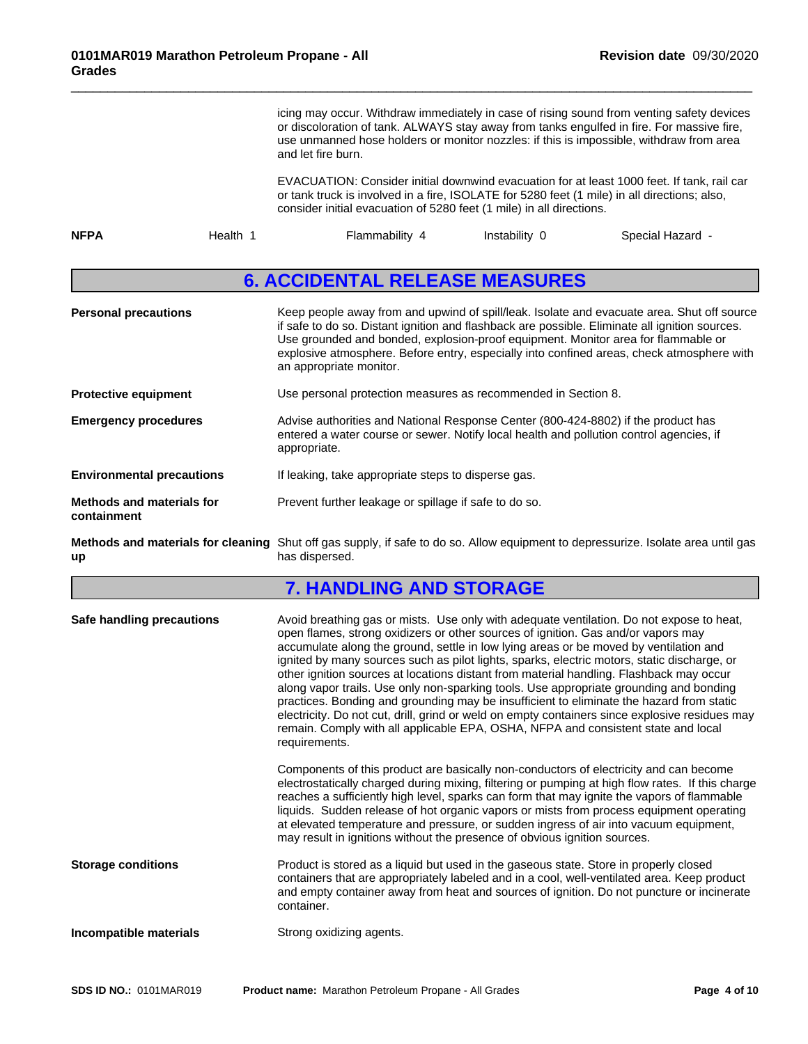icing may occur. Withdraw immediately in case of rising sound from venting safety devices or discoloration of tank. ALWAYS stay away from tanks engulfed in fire. For massive fire, use unmanned hose holders or monitor nozzles: if this is impossible, withdraw from area and let fire burn.

EVACUATION: Consider initial downwind evacuation for at least 1000 feet. If tank, rail car or tank truck is involved in a fire, ISOLATE for 5280 feet (1 mile) in all directions; also, consider initial evacuation of 5280 feet (1 mile) in all directions.

| **NFPA** | Health 1 | Flammability 4 | Instability 0 | Special Hazard - |
|---|---|---|---|---|

## 6. ACCIDENTAL RELEASE MEASURES

**Personal precautions**
Keep people away from and upwind of spill/leak. Isolate and evacuate area. Shut off source if safe to do so. Distant ignition and flashback are possible. Eliminate all ignition sources. Use grounded and bonded, explosion-proof equipment. Monitor area for flammable or explosive atmosphere. Before entry, especially into confined areas, check atmosphere with an appropriate monitor.

**Protective equipment**
Use personal protection measures as recommended in Section 8.

**Emergency procedures**
Advise authorities and National Response Center (800-424-8802) if the product has entered a water course or sewer. Notify local health and pollution control agencies, if appropriate.

**Environmental precautions**
If leaking, take appropriate steps to disperse gas.

**Methods and materials for containment**
Prevent further leakage or spillage if safe to do so.

**Methods and materials for cleaning up**
Shut off gas supply, if safe to do so. Allow equipment to depressurize. Isolate area until gas has dispersed.

## 7. HANDLING AND STORAGE

**Safe handling precautions**
Avoid breathing gas or mists. Use only with adequate ventilation. Do not expose to heat, open flames, strong oxidizers or other sources of ignition. Gas and/or vapors may accumulate along the ground, settle in low lying areas or be moved by ventilation and ignited by many sources such as pilot lights, sparks, electric motors, static discharge, or other ignition sources at locations distant from material handling. Flashback may occur along vapor trails. Use only non-sparking tools. Use appropriate grounding and bonding practices. Bonding and grounding may be insufficient to eliminate the hazard from static electricity. Do not cut, drill, grind or weld on empty containers since explosive residues may remain. Comply with all applicable EPA, OSHA, NFPA and consistent state and local requirements.

Components of this product are basically non-conductors of electricity and can become electrostatically charged during mixing, filtering or pumping at high flow rates. If this charge reaches a sufficiently high level, sparks can form that may ignite the vapors of flammable liquids. Sudden release of hot organic vapors or mists from process equipment operating at elevated temperature and pressure, or sudden ingress of air into vacuum equipment, may result in ignitions without the presence of obvious ignition sources.

**Storage conditions**
Product is stored as a liquid but used in the gaseous state. Store in properly closed containers that are appropriately labeled and in a cool, well-ventilated area. Keep product and empty container away from heat and sources of ignition. Do not puncture or incinerate container.

**Incompatible materials**
Strong oxidizing agents.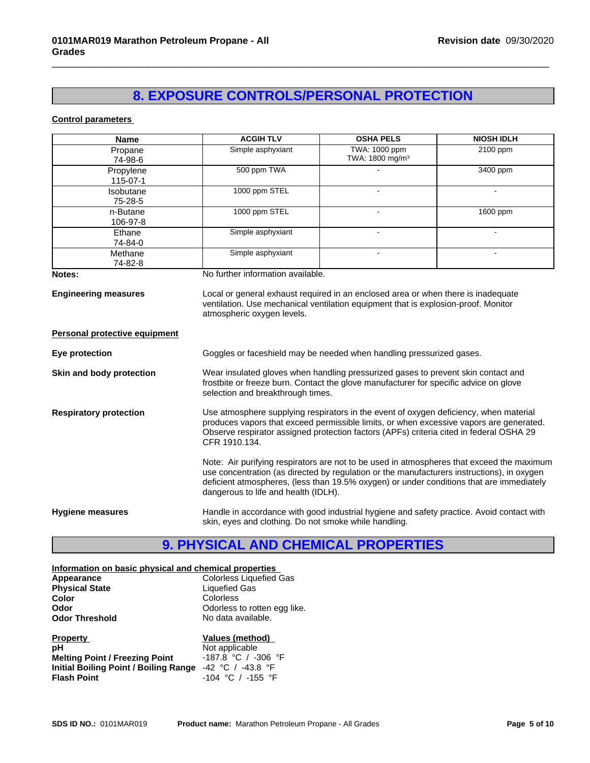## 8. EXPOSURE CONTROLS/PERSONAL PROTECTION

**Control parameters**

| Name | ACGIH TLV | OSHA PELS | NIOSH IDLH |
|---|---|---|---|
| Propane 74-98-6 | Simple asphyxiant | TWA: 1000 ppm TWA: 1800 mg/m³ | 2100 ppm |
| Propylene 115-07-1 | 500 ppm TWA | - | 3400 ppm |
| Isobutane 75-28-5 | 1000 ppm STEL | - | - |
| n-Butane 106-97-8 | 1000 ppm STEL | - | 1600 ppm |
| Ethane 74-84-0 | Simple asphyxiant | - | - |
| Methane 74-82-8 | Simple asphyxiant | - | - |

**Notes:** No further information available.

**Engineering measures** Local or general exhaust required in an enclosed area or when there is inadequate ventilation. Use mechanical ventilation equipment that is explosion-proof. Monitor atmospheric oxygen levels.

**Personal protective equipment**

**Eye protection** Goggles or faceshield may be needed when handling pressurized gases.

**Skin and body protection** Wear insulated gloves when handling pressurized gases to prevent skin contact and frostbite or freeze burn. Contact the glove manufacturer for specific advice on glove selection and breakthrough times.

**Respiratory protection** Use atmosphere supplying respirators in the event of oxygen deficiency, when material produces vapors that exceed permissible limits, or when excessive vapors are generated. Observe respirator assigned protection factors (APFs) criteria cited in federal OSHA 29 CFR 1910.134.

Note: Air purifying respirators are not to be used in atmospheres that exceed the maximum use concentration (as directed by regulation or the manufacturers instructions), in oxygen deficient atmospheres, (less than 19.5% oxygen) or under conditions that are immediately dangerous to life and health (IDLH).

**Hygiene measures** Handle in accordance with good industrial hygiene and safety practice. Avoid contact with skin, eyes and clothing. Do not smoke while handling.

## 9. PHYSICAL AND CHEMICAL PROPERTIES

**Information on basic physical and chemical properties**

**Appearance** Colorless Liquefied Gas
**Physical State** Liquefied Gas
**Color** Colorless
**Odor** Odorless to rotten egg like.
**Odor Threshold** No data available.

| Property | Values (method) |
|---|---|
| pH | Not applicable |
| Melting Point / Freezing Point | -187.8 °C / -306 °F |
| Initial Boiling Point / Boiling Range | -42 °C / -43.8 °F |
| Flash Point | -104 °C / -155 °F |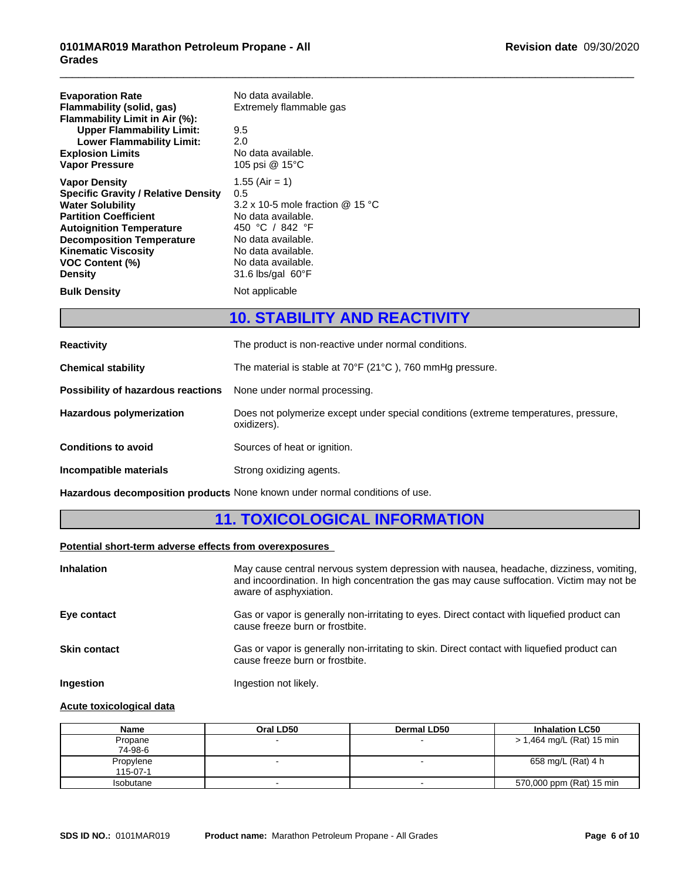| | |
|---|---|
| **Evaporation Rate** | No data available. |
| **Flammability (solid, gas)** | Extremely flammable gas |
| **Flammability Limit in Air (%):** | |
| **Upper Flammability Limit:** | 9.5 |
| **Lower Flammability Limit:** | 2.0 |
| **Explosion Limits** | No data available. |
| **Vapor Pressure** | 105 psi @ 15°C |
| **Vapor Density** | 1.55 (Air = 1) |
| **Specific Gravity / Relative Density** | 0.5 |
| **Water Solubility** | 3.2 x 10-5 mole fraction @ 15 °C |
| **Partition Coefficient** | No data available. |
| **Autoignition Temperature** | 450 °C / 842 °F |
| **Decomposition Temperature** | No data available. |
| **Kinematic Viscosity** | No data available. |
| **VOC Content (%)** | No data available. |
| **Density** | 31.6 lbs/gal 60°F |
| **Bulk Density** | Not applicable |

## 10. STABILITY AND REACTIVITY

**Reactivity** The product is non-reactive under normal conditions.

**Chemical stability** The material is stable at 70°F (21°C ), 760 mmHg pressure.

**Possibility of hazardous reactions** None under normal processing.

**Hazardous polymerization** Does not polymerize except under special conditions (extreme temperatures, pressure, oxidizers).

**Conditions to avoid** Sources of heat or ignition.

**Incompatible materials** Strong oxidizing agents.

**Hazardous decomposition products** None known under normal conditions of use.

## 11. TOXICOLOGICAL INFORMATION

**Potential short-term adverse effects from overexposures**

**Inhalation** May cause central nervous system depression with nausea, headache, dizziness, vomiting, and incoordination. In high concentration the gas may cause suffocation. Victim may not be aware of asphyxiation.

**Eye contact** Gas or vapor is generally non-irritating to eyes. Direct contact with liquefied product can cause freeze burn or frostbite.

**Skin contact** Gas or vapor is generally non-irritating to skin. Direct contact with liquefied product can cause freeze burn or frostbite.

**Ingestion** Ingestion not likely.

**Acute toxicological data**

| Name | Oral LD50 | Dermal LD50 | Inhalation LC50 |
|---|---|---|---|
| Propane<br>74-98-6 | - | - | > 1,464 mg/L (Rat) 15 min |
| Propylene<br>115-07-1 | - | - | 658 mg/L (Rat) 4 h |
| Isobutane | - | - | 570,000 ppm (Rat) 15 min |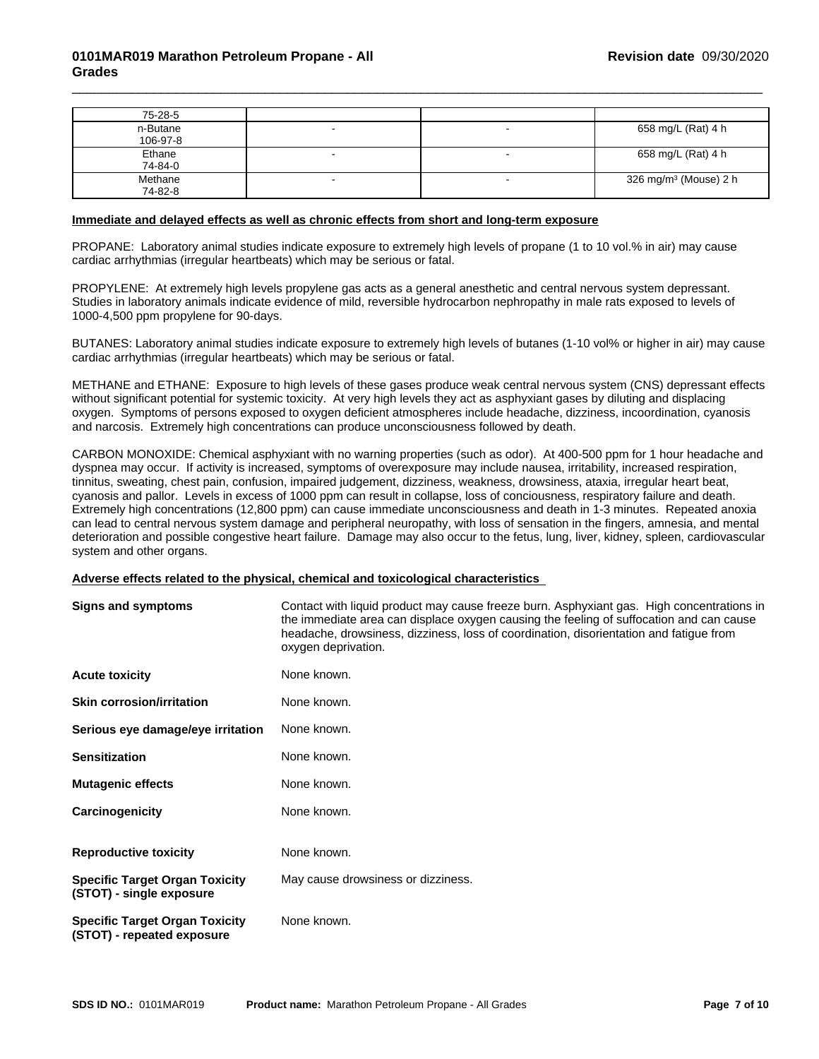| | | | |
|---|---|---|---|
| 75-28-5 | | | |
| n-Butane 106-97-8 | - | - | 658 mg/L (Rat) 4 h |
| Ethane 74-84-0 | - | - | 658 mg/L (Rat) 4 h |
| Methane 74-82-8 | - | - | 326 mg/m³ (Mouse) 2 h |

**Immediate and delayed effects as well as chronic effects from short and long-term exposure**

PROPANE: Laboratory animal studies indicate exposure to extremely high levels of propane (1 to 10 vol.% in air) may cause cardiac arrhythmias (irregular heartbeats) which may be serious or fatal.

PROPYLENE: At extremely high levels propylene gas acts as a general anesthetic and central nervous system depressant. Studies in laboratory animals indicate evidence of mild, reversible hydrocarbon nephropathy in male rats exposed to levels of 1000-4,500 ppm propylene for 90-days.

BUTANES: Laboratory animal studies indicate exposure to extremely high levels of butanes (1-10 vol% or higher in air) may cause cardiac arrhythmias (irregular heartbeats) which may be serious or fatal.

METHANE and ETHANE: Exposure to high levels of these gases produce weak central nervous system (CNS) depressant effects without significant potential for systemic toxicity. At very high levels they act as asphyxiant gases by diluting and displacing oxygen. Symptoms of persons exposed to oxygen deficient atmospheres include headache, dizziness, incoordination, cyanosis and narcosis. Extremely high concentrations can produce unconsciousness followed by death.

CARBON MONOXIDE: Chemical asphyxiant with no warning properties (such as odor). At 400-500 ppm for 1 hour headache and dyspnea may occur. If activity is increased, symptoms of overexposure may include nausea, irritability, increased respiration, tinnitus, sweating, chest pain, confusion, impaired judgement, dizziness, weakness, drowsiness, ataxia, irregular heart beat, cyanosis and pallor. Levels in excess of 1000 ppm can result in collapse, loss of conciousness, respiratory failure and death. Extremely high concentrations (12,800 ppm) can cause immediate unconsciousness and death in 1-3 minutes. Repeated anoxia can lead to central nervous system damage and peripheral neuropathy, with loss of sensation in the fingers, amnesia, and mental deterioration and possible congestive heart failure. Damage may also occur to the fetus, lung, liver, kidney, spleen, cardiovascular system and other organs.

**Adverse effects related to the physical, chemical and toxicological characteristics**

**Signs and symptoms**: Contact with liquid product may cause freeze burn. Asphyxiant gas. High concentrations in the immediate area can displace oxygen causing the feeling of suffocation and can cause headache, drowsiness, dizziness, loss of coordination, disorientation and fatigue from oxygen deprivation.

**Acute toxicity**: None known.

**Skin corrosion/irritation**: None known.

**Serious eye damage/eye irritation**: None known.

**Sensitization**: None known.

**Mutagenic effects**: None known.

**Carcinogenicity**: None known.

**Reproductive toxicity**: None known.

**Specific Target Organ Toxicity (STOT) - single exposure**: May cause drowsiness or dizziness.

**Specific Target Organ Toxicity (STOT) - repeated exposure**: None known.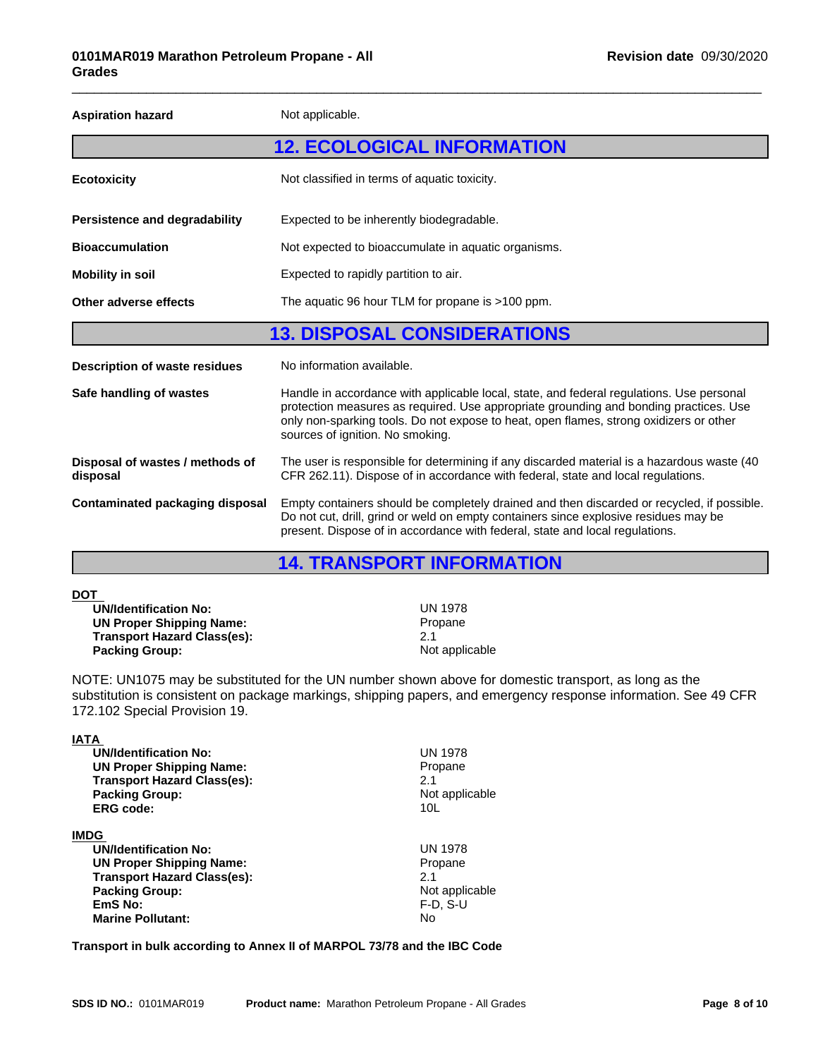| | |
|---|---|
| **Aspiration hazard** | Not applicable. |

## 12. ECOLOGICAL INFORMATION

| | |
|---|---|
| **Ecotoxicity** | Not classified in terms of aquatic toxicity. |
| **Persistence and degradability** | Expected to be inherently biodegradable. |
| **Bioaccumulation** | Not expected to bioaccumulate in aquatic organisms. |
| **Mobility in soil** | Expected to rapidly partition to air. |
| **Other adverse effects** | The aquatic 96 hour TLM for propane is >100 ppm. |

## 13. DISPOSAL CONSIDERATIONS

| | |
|---|---|
| **Description of waste residues** | No information available. |
| **Safe handling of wastes** | Handle in accordance with applicable local, state, and federal regulations. Use personal protection measures as required. Use appropriate grounding and bonding practices. Use only non-sparking tools. Do not expose to heat, open flames, strong oxidizers or other sources of ignition. No smoking. |
| **Disposal of wastes / methods of disposal** | The user is responsible for determining if any discarded material is a hazardous waste (40 CFR 262.11). Dispose of in accordance with federal, state and local regulations. |
| **Contaminated packaging disposal** | Empty containers should be completely drained and then discarded or recycled, if possible. Do not cut, drill, grind or weld on empty containers since explosive residues may be present. Dispose of in accordance with federal, state and local regulations. |

## 14. TRANSPORT INFORMATION

**DOT**

| | |
|---|---|
| **UN/Identification No:** | UN 1978 |
| **UN Proper Shipping Name:** | Propane |
| **Transport Hazard Class(es):** | 2.1 |
| **Packing Group:** | Not applicable |

NOTE: UN1075 may be substituted for the UN number shown above for domestic transport, as long as the substitution is consistent on package markings, shipping papers, and emergency response information. See 49 CFR 172.102 Special Provision 19.

**IATA**

| | |
|---|---|
| **UN/Identification No:** | UN 1978 |
| **UN Proper Shipping Name:** | Propane |
| **Transport Hazard Class(es):** | 2.1 |
| **Packing Group:** | Not applicable |
| **ERG code:** | 10L |

**IMDG**

| | |
|---|---|
| **UN/Identification No:** | UN 1978 |
| **UN Proper Shipping Name:** | Propane |
| **Transport Hazard Class(es):** | 2.1 |
| **Packing Group:** | Not applicable |
| **EmS No:** | F-D, S-U |
| **Marine Pollutant:** | No |

**Transport in bulk according to Annex II of MARPOL 73/78 and the IBC Code**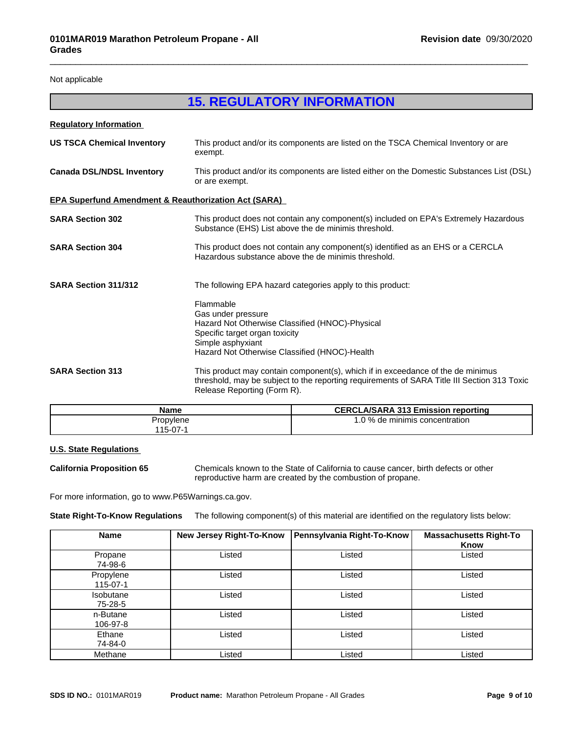Not applicable

## 15. REGULATORY INFORMATION

**Regulatory Information**

**US TSCA Chemical Inventory** This product and/or its components are listed on the TSCA Chemical Inventory or are exempt.

**Canada DSL/NDSL Inventory** This product and/or its components are listed either on the Domestic Substances List (DSL) or are exempt.

**EPA Superfund Amendment & Reauthorization Act (SARA)**

**SARA Section 302** This product does not contain any component(s) included on EPA's Extremely Hazardous Substance (EHS) List above the de minimis threshold.

**SARA Section 304** This product does not contain any component(s) identified as an EHS or a CERCLA Hazardous substance above the de minimis threshold.

**SARA Section 311/312** The following EPA hazard categories apply to this product:

Flammable
Gas under pressure
Hazard Not Otherwise Classified (HNOC)-Physical
Specific target organ toxicity
Simple asphyxiant
Hazard Not Otherwise Classified (HNOC)-Health

**SARA Section 313** This product may contain component(s), which if in exceedance of the de minimus threshold, may be subject to the reporting requirements of SARA Title III Section 313 Toxic Release Reporting (Form R).

| Name | CERCLA/SARA 313 Emission reporting |
|---|---|
| Propylene 115-07-1 | 1.0 % de minimis concentration |

**U.S. State Regulations**

**California Proposition 65** Chemicals known to the State of California to cause cancer, birth defects or other reproductive harm are created by the combustion of propane.

For more information, go to www.P65Warnings.ca.gov.

**State Right-To-Know Regulations** The following component(s) of this material are identified on the regulatory lists below:

| Name | New Jersey Right-To-Know | Pennsylvania Right-To-Know | Massachusetts Right-To Know |
|---|---|---|---|
| Propane 74-98-6 | Listed | Listed | Listed |
| Propylene 115-07-1 | Listed | Listed | Listed |
| Isobutane 75-28-5 | Listed | Listed | Listed |
| n-Butane 106-97-8 | Listed | Listed | Listed |
| Ethane 74-84-0 | Listed | Listed | Listed |
| Methane | Listed | Listed | Listed |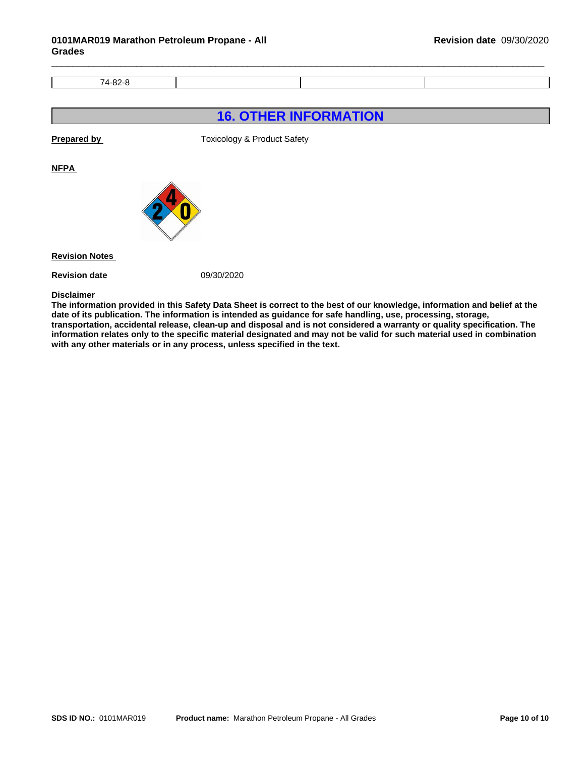| | | | |
|---|---|---|---|
| 74-82-8 | | | |

## 16. OTHER INFORMATION

**Prepared by** Toxicology & Product Safety

**NFPA**

4
2 0

**Revision Notes**

**Revision date** 09/30/2020

**Disclaimer**

**The information provided in this Safety Data Sheet is correct to the best of our knowledge, information and belief at the date of its publication. The information is intended as guidance for safe handling, use, processing, storage, transportation, accidental release, clean-up and disposal and is not considered a warranty or quality specification. The information relates only to the specific material designated and may not be valid for such material used in combination with any other materials or in any process, unless specified in the text.**